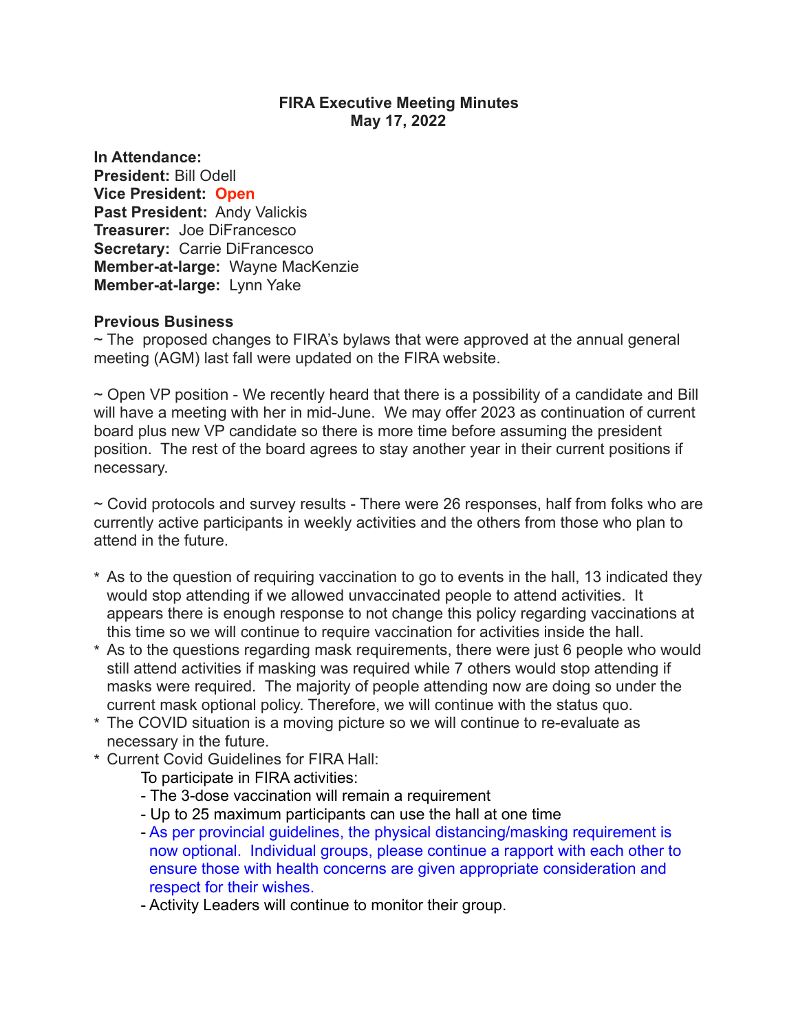# FIRA Executive Meeting Minutes
## May 17, 2022

**In Attendance:**
**President:** Bill Odell
**Vice President:** **Open**
**Past President:** Andy Valickis
**Treasurer:** Joe DiFrancesco
**Secretary:** Carrie DiFrancesco
**Member-at-large:** Wayne MacKenzie
**Member-at-large:** Lynn Yake

**Previous Business**

~ The proposed changes to FIRA's bylaws that were approved at the annual general meeting (AGM) last fall were updated on the FIRA website.

~ Open VP position - We recently heard that there is a possibility of a candidate and Bill will have a meeting with her in mid-June. We may offer 2023 as continuation of current board plus new VP candidate so there is more time before assuming the president position. The rest of the board agrees to stay another year in their current positions if necessary.

~ Covid protocols and survey results - There were 26 responses, half from folks who are currently active participants in weekly activities and the others from those who plan to attend in the future.

* As to the question of requiring vaccination to go to events in the hall, 13 indicated they would stop attending if we allowed unvaccinated people to attend activities. It appears there is enough response to not change this policy regarding vaccinations at this time so we will continue to require vaccination for activities inside the hall.
* As to the questions regarding mask requirements, there were just 6 people who would still attend activities if masking was required while 7 others would stop attending if masks were required. The majority of people attending now are doing so under the current mask optional policy. Therefore, we will continue with the status quo.
* The COVID situation is a moving picture so we will continue to re-evaluate as necessary in the future.
* Current Covid Guidelines for FIRA Hall:

  To participate in FIRA activities:
  - The 3-dose vaccination will remain a requirement
  - Up to 25 maximum participants can use the hall at one time
  - As per provincial guidelines, the physical distancing/masking requirement is now optional. Individual groups, please continue a rapport with each other to ensure those with health concerns are given appropriate consideration and respect for their wishes.
  - Activity Leaders will continue to monitor their group.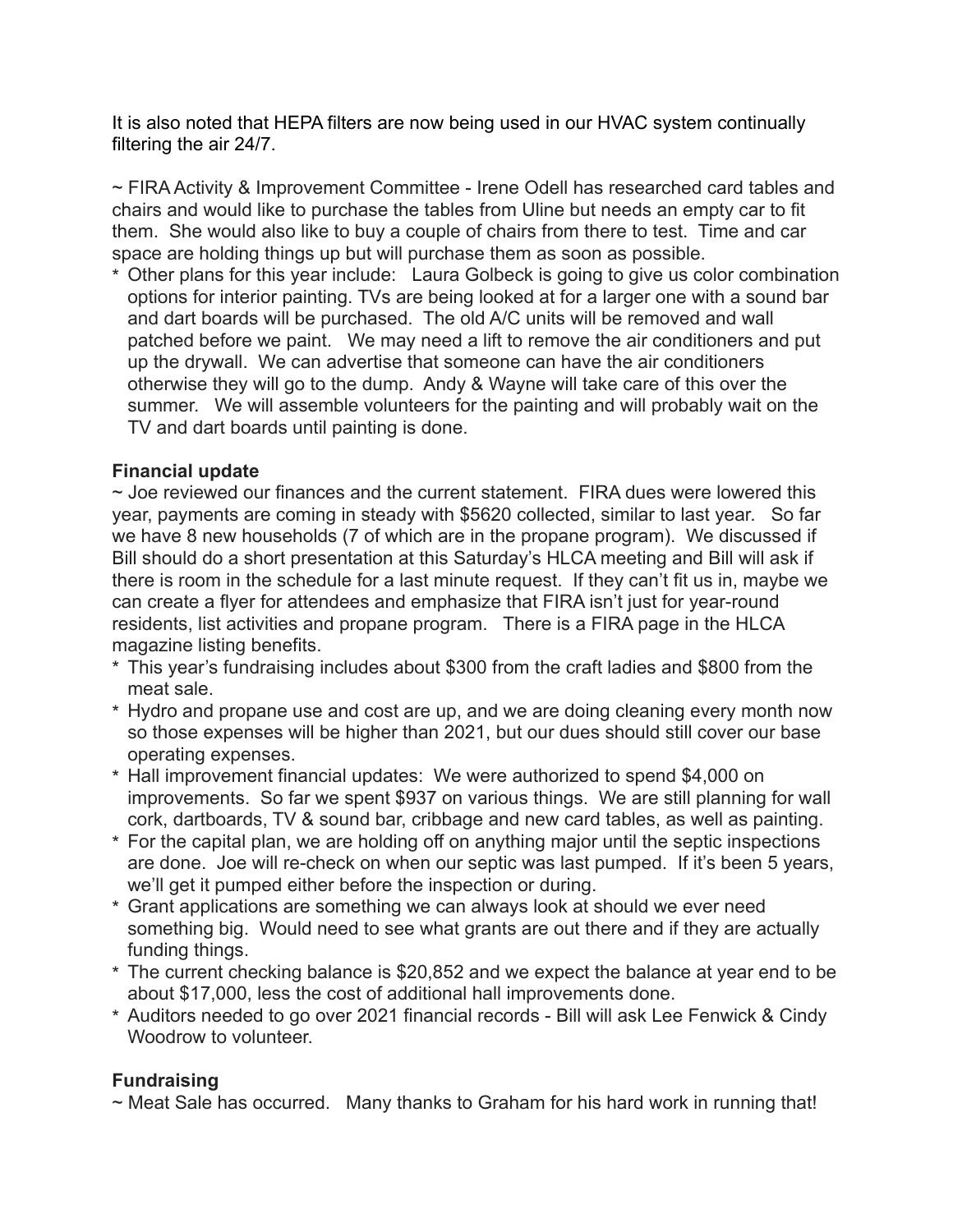It is also noted that HEPA filters are now being used in our HVAC system continually filtering the air 24/7.

~ FIRA Activity & Improvement Committee - Irene Odell has researched card tables and chairs and would like to purchase the tables from Uline but needs an empty car to fit them. She would also like to buy a couple of chairs from there to test. Time and car space are holding things up but will purchase them as soon as possible.

* Other plans for this year include: Laura Golbeck is going to give us color combination options for interior painting. TVs are being looked at for a larger one with a sound bar and dart boards will be purchased. The old A/C units will be removed and wall patched before we paint. We may need a lift to remove the air conditioners and put up the drywall. We can advertise that someone can have the air conditioners otherwise they will go to the dump. Andy & Wayne will take care of this over the summer. We will assemble volunteers for the painting and will probably wait on the TV and dart boards until painting is done.

**Financial update**

~ Joe reviewed our finances and the current statement. FIRA dues were lowered this year, payments are coming in steady with $5620 collected, similar to last year. So far we have 8 new households (7 of which are in the propane program). We discussed if Bill should do a short presentation at this Saturday's HLCA meeting and Bill will ask if there is room in the schedule for a last minute request. If they can't fit us in, maybe we can create a flyer for attendees and emphasize that FIRA isn't just for year-round residents, list activities and propane program. There is a FIRA page in the HLCA magazine listing benefits.

* This year's fundraising includes about $300 from the craft ladies and $800 from the meat sale.
* Hydro and propane use and cost are up, and we are doing cleaning every month now so those expenses will be higher than 2021, but our dues should still cover our base operating expenses.
* Hall improvement financial updates: We were authorized to spend $4,000 on improvements. So far we spent $937 on various things. We are still planning for wall cork, dartboards, TV & sound bar, cribbage and new card tables, as well as painting.
* For the capital plan, we are holding off on anything major until the septic inspections are done. Joe will re-check on when our septic was last pumped. If it's been 5 years, we'll get it pumped either before the inspection or during.
* Grant applications are something we can always look at should we ever need something big. Would need to see what grants are out there and if they are actually funding things.
* The current checking balance is $20,852 and we expect the balance at year end to be about $17,000, less the cost of additional hall improvements done.
* Auditors needed to go over 2021 financial records - Bill will ask Lee Fenwick & Cindy Woodrow to volunteer.

**Fundraising**

~ Meat Sale has occurred. Many thanks to Graham for his hard work in running that!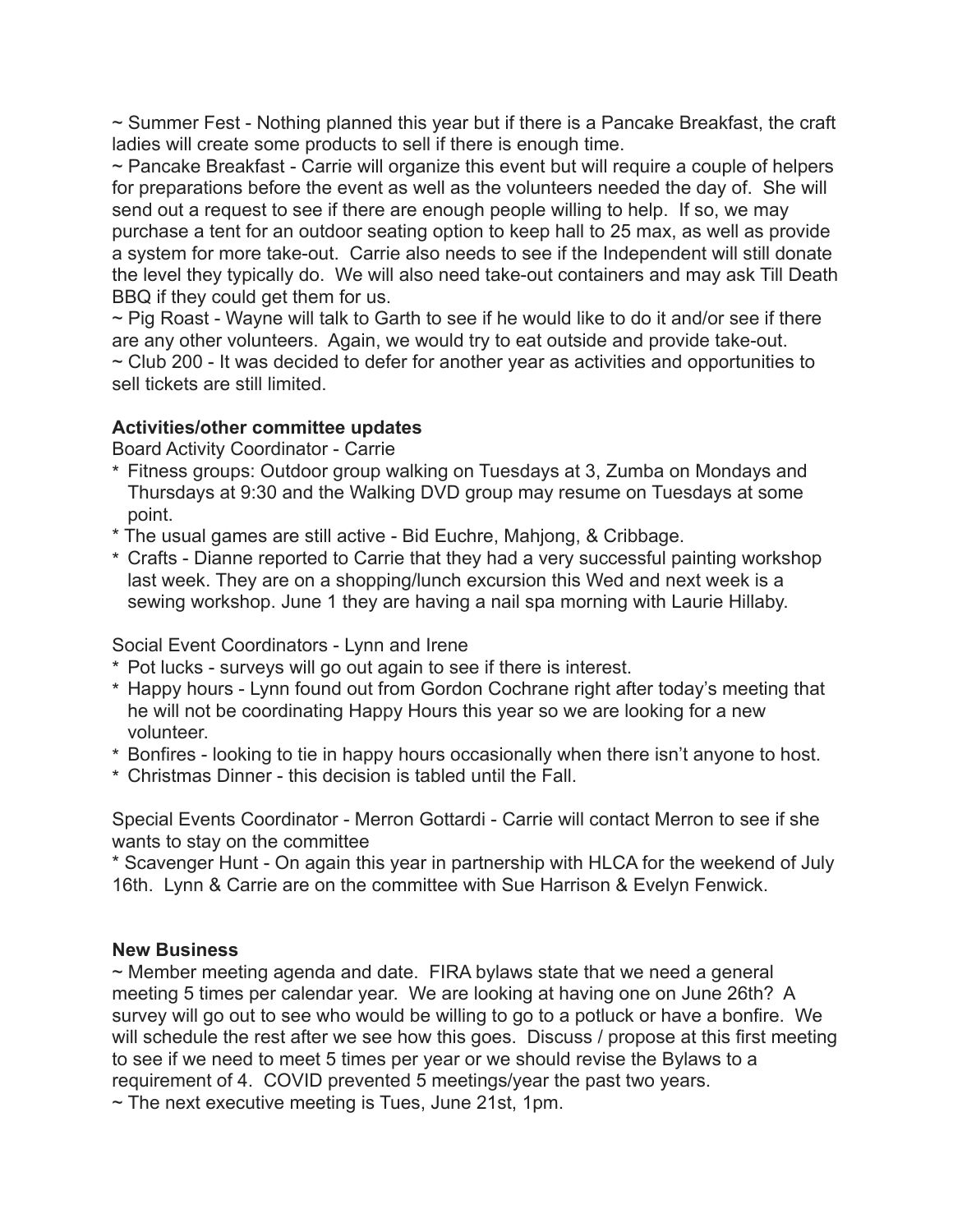~ Summer Fest - Nothing planned this year but if there is a Pancake Breakfast, the craft ladies will create some products to sell if there is enough time.
~ Pancake Breakfast - Carrie will organize this event but will require a couple of helpers for preparations before the event as well as the volunteers needed the day of. She will send out a request to see if there are enough people willing to help. If so, we may purchase a tent for an outdoor seating option to keep hall to 25 max, as well as provide a system for more take-out. Carrie also needs to see if the Independent will still donate the level they typically do. We will also need take-out containers and may ask Till Death BBQ if they could get them for us.
~ Pig Roast - Wayne will talk to Garth to see if he would like to do it and/or see if there are any other volunteers. Again, we would try to eat outside and provide take-out.
~ Club 200 - It was decided to defer for another year as activities and opportunities to sell tickets are still limited.

**Activities/other committee updates**

Board Activity Coordinator - Carrie

* Fitness groups: Outdoor group walking on Tuesdays at 3, Zumba on Mondays and Thursdays at 9:30 and the Walking DVD group may resume on Tuesdays at some point.
* The usual games are still active - Bid Euchre, Mahjong, & Cribbage.
* Crafts - Dianne reported to Carrie that they had a very successful painting workshop last week. They are on a shopping/lunch excursion this Wed and next week is a sewing workshop. June 1 they are having a nail spa morning with Laurie Hillaby.

Social Event Coordinators - Lynn and Irene

* Pot lucks - surveys will go out again to see if there is interest.
* Happy hours - Lynn found out from Gordon Cochrane right after today's meeting that he will not be coordinating Happy Hours this year so we are looking for a new volunteer.
* Bonfires - looking to tie in happy hours occasionally when there isn't anyone to host.
* Christmas Dinner - this decision is tabled until the Fall.

Special Events Coordinator - Merron Gottardi - Carrie will contact Merron to see if she wants to stay on the committee

* Scavenger Hunt - On again this year in partnership with HLCA for the weekend of July 16th. Lynn & Carrie are on the committee with Sue Harrison & Evelyn Fenwick.

**New Business**

~ Member meeting agenda and date. FIRA bylaws state that we need a general meeting 5 times per calendar year. We are looking at having one on June 26th? A survey will go out to see who would be willing to go to a potluck or have a bonfire. We will schedule the rest after we see how this goes. Discuss / propose at this first meeting to see if we need to meet 5 times per year or we should revise the Bylaws to a requirement of 4. COVID prevented 5 meetings/year the past two years.
~ The next executive meeting is Tues, June 21st, 1pm.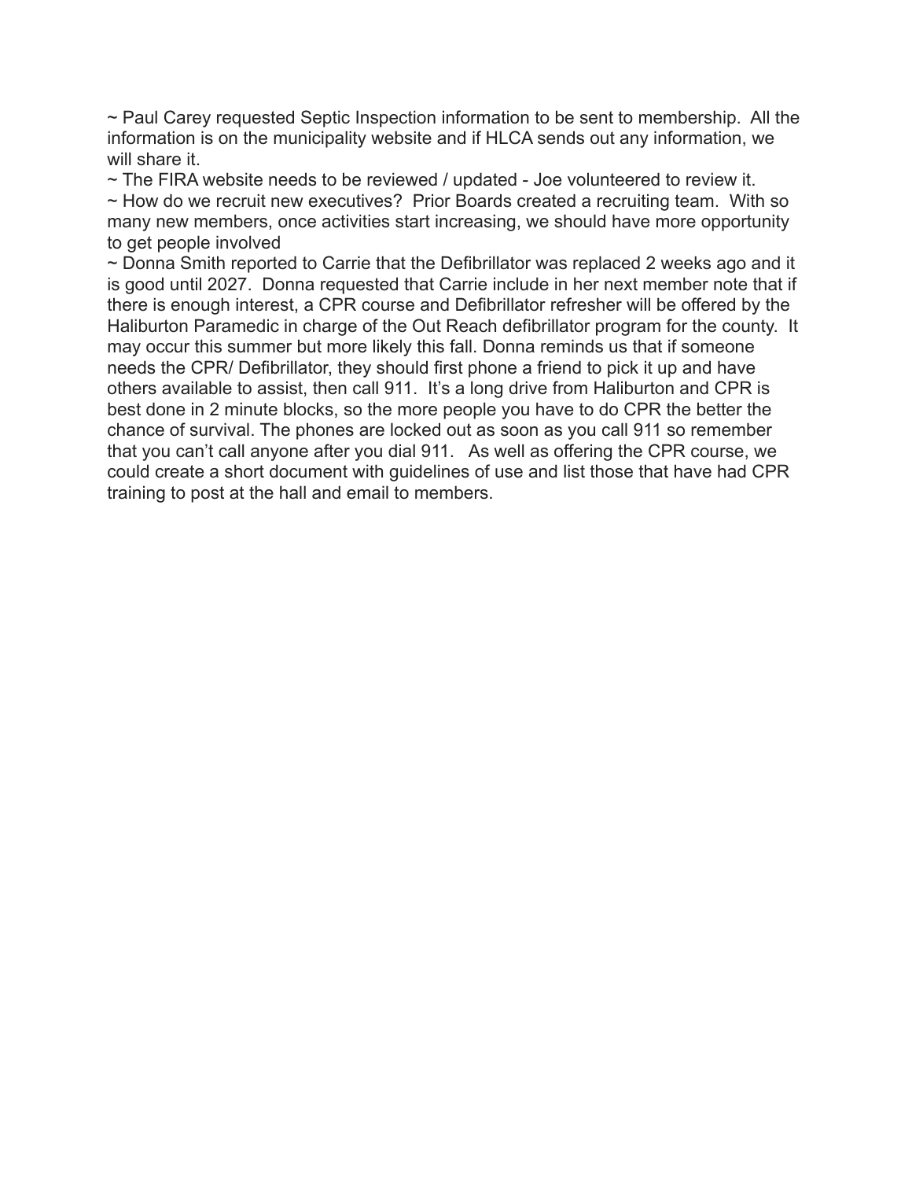~ Paul Carey requested Septic Inspection information to be sent to membership. All the information is on the municipality website and if HLCA sends out any information, we will share it.

~ The FIRA website needs to be reviewed / updated - Joe volunteered to review it.

~ How do we recruit new executives? Prior Boards created a recruiting team. With so many new members, once activities start increasing, we should have more opportunity to get people involved

~ Donna Smith reported to Carrie that the Defibrillator was replaced 2 weeks ago and it is good until 2027. Donna requested that Carrie include in her next member note that if there is enough interest, a CPR course and Defibrillator refresher will be offered by the Haliburton Paramedic in charge of the Out Reach defibrillator program for the county. It may occur this summer but more likely this fall. Donna reminds us that if someone needs the CPR/ Defibrillator, they should first phone a friend to pick it up and have others available to assist, then call 911. It's a long drive from Haliburton and CPR is best done in 2 minute blocks, so the more people you have to do CPR the better the chance of survival. The phones are locked out as soon as you call 911 so remember that you can't call anyone after you dial 911. As well as offering the CPR course, we could create a short document with guidelines of use and list those that have had CPR training to post at the hall and email to members.